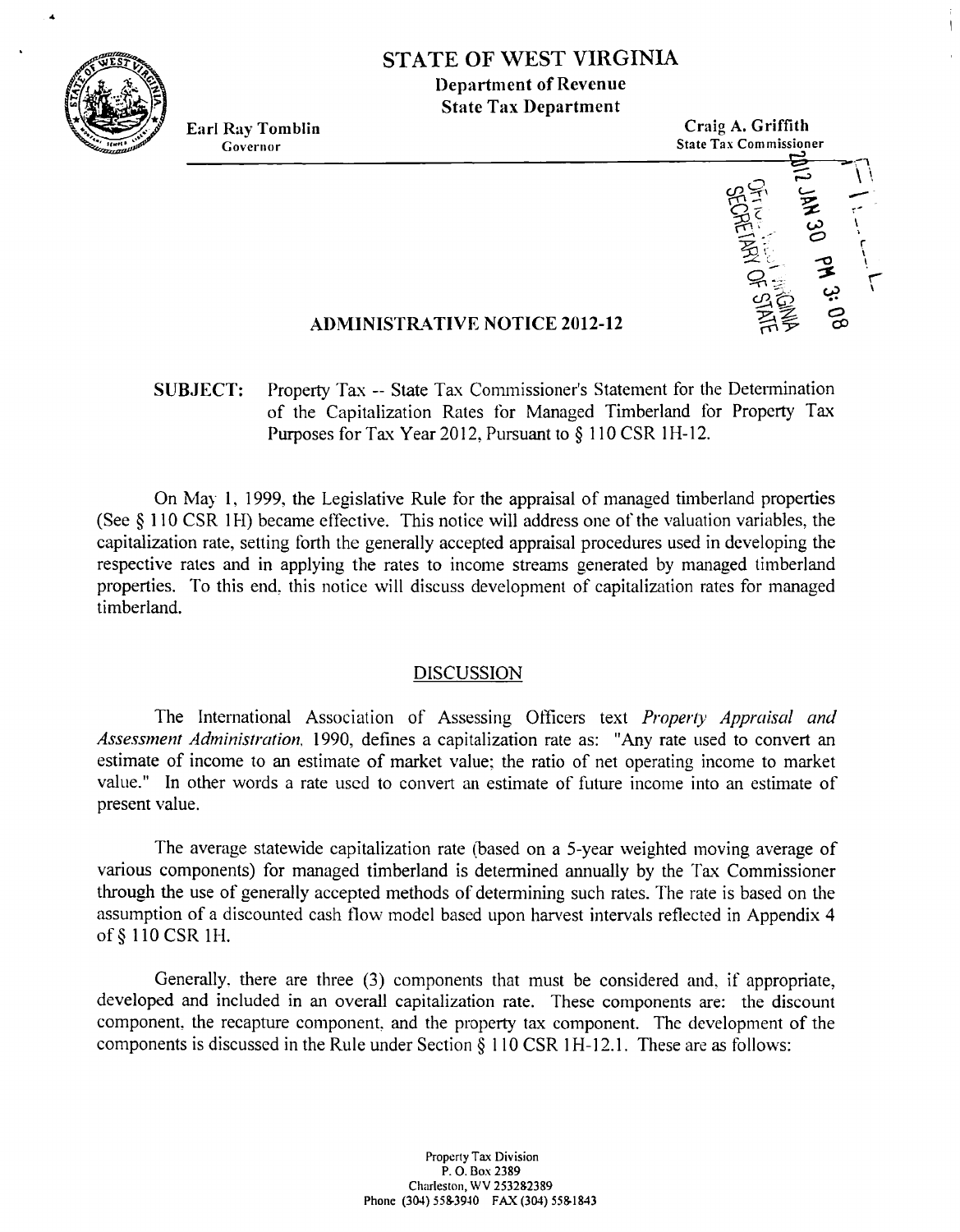# STATE OF WEST VIRGINIA

**Department of Revenue**
**State Tax Department**

**Earl Ray Tomblin**
Governor

**Craig A. Griffith**
State Tax Commissioner

2012 JAN 30 PM 3:08
OFFICE WEST VIRGINIA SECRETARY OF STATE

## ADMINISTRATIVE NOTICE 2012-12

**SUBJECT:** Property Tax -- State Tax Commissioner's Statement for the Determination of the Capitalization Rates for Managed Timberland for Property Tax Purposes for Tax Year 2012, Pursuant to § 110 CSR 1H-12.

On May 1, 1999, the Legislative Rule for the appraisal of managed timberland properties (See § 110 CSR 1H) became effective. This notice will address one of the valuation variables, the capitalization rate, setting forth the generally accepted appraisal procedures used in developing the respective rates and in applying the rates to income streams generated by managed timberland properties. To this end, this notice will discuss development of capitalization rates for managed timberland.

### DISCUSSION

The International Association of Assessing Officers text *Property Appraisal and Assessment Administration*, 1990, defines a capitalization rate as: "Any rate used to convert an estimate of income to an estimate of market value; the ratio of net operating income to market value." In other words a rate used to convert an estimate of future income into an estimate of present value.

The average statewide capitalization rate (based on a 5-year weighted moving average of various components) for managed timberland is determined annually by the Tax Commissioner through the use of generally accepted methods of determining such rates. The rate is based on the assumption of a discounted cash flow model based upon harvest intervals reflected in Appendix 4 of § 110 CSR 1H.

Generally, there are three (3) components that must be considered and, if appropriate, developed and included in an overall capitalization rate. These components are: the discount component, the recapture component, and the property tax component. The development of the components is discussed in the Rule under Section § 110 CSR 1H-12.1. These are as follows:

Property Tax Division
P. O. Box 2389
Charleston, WV 253282389
Phone (304) 558-3940 FAX (304) 558-1843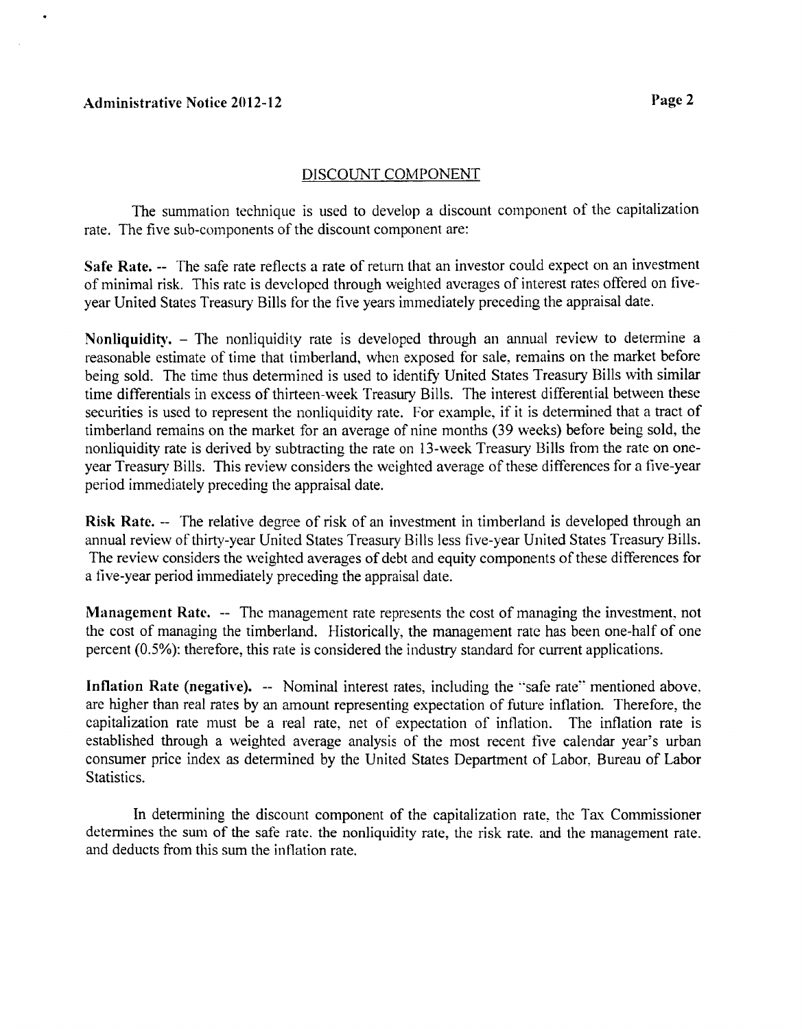## DISCOUNT COMPONENT

The summation technique is used to develop a discount component of the capitalization rate. The five sub-components of the discount component are:

**Safe Rate.** -- The safe rate reflects a rate of return that an investor could expect on an investment of minimal risk. This rate is developed through weighted averages of interest rates offered on five-year United States Treasury Bills for the five years immediately preceding the appraisal date.

**Nonliquidity.** – The nonliquidity rate is developed through an annual review to determine a reasonable estimate of time that timberland, when exposed for sale, remains on the market before being sold. The time thus determined is used to identify United States Treasury Bills with similar time differentials in excess of thirteen-week Treasury Bills. The interest differential between these securities is used to represent the nonliquidity rate. For example, if it is determined that a tract of timberland remains on the market for an average of nine months (39 weeks) before being sold, the nonliquidity rate is derived by subtracting the rate on 13-week Treasury Bills from the rate on one-year Treasury Bills. This review considers the weighted average of these differences for a five-year period immediately preceding the appraisal date.

**Risk Rate.** -- The relative degree of risk of an investment in timberland is developed through an annual review of thirty-year United States Treasury Bills less five-year United States Treasury Bills. The review considers the weighted averages of debt and equity components of these differences for a five-year period immediately preceding the appraisal date.

**Management Rate.** -- The management rate represents the cost of managing the investment, not the cost of managing the timberland. Historically, the management rate has been one-half of one percent (0.5%): therefore, this rate is considered the industry standard for current applications.

**Inflation Rate (negative).** -- Nominal interest rates, including the "safe rate" mentioned above, are higher than real rates by an amount representing expectation of future inflation. Therefore, the capitalization rate must be a real rate, net of expectation of inflation. The inflation rate is established through a weighted average analysis of the most recent five calendar year's urban consumer price index as determined by the United States Department of Labor, Bureau of Labor Statistics.

In determining the discount component of the capitalization rate, the Tax Commissioner determines the sum of the safe rate, the nonliquidity rate, the risk rate, and the management rate, and deducts from this sum the inflation rate.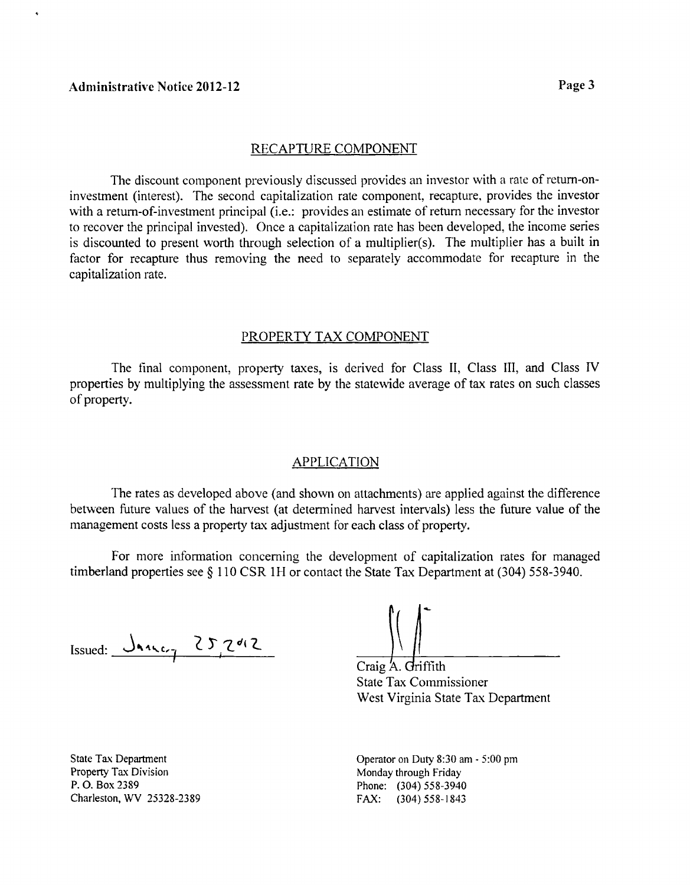## RECAPTURE COMPONENT

The discount component previously discussed provides an investor with a rate of return-on-investment (interest). The second capitalization rate component, recapture, provides the investor with a return-of-investment principal (i.e.: provides an estimate of return necessary for the investor to recover the principal invested). Once a capitalization rate has been developed, the income series is discounted to present worth through selection of a multiplier(s). The multiplier has a built in factor for recapture thus removing the need to separately accommodate for recapture in the capitalization rate.

## PROPERTY TAX COMPONENT

The final component, property taxes, is derived for Class II, Class III, and Class IV properties by multiplying the assessment rate by the statewide average of tax rates on such classes of property.

## APPLICATION

The rates as developed above (and shown on attachments) are applied against the difference between future values of the harvest (at determined harvest intervals) less the future value of the management costs less a property tax adjustment for each class of property.

For more information concerning the development of capitalization rates for managed timberland properties see § 110 CSR 1H or contact the State Tax Department at (304) 558-3940.

Issued: January 25, 2012

Craig A. Griffith
State Tax Commissioner
West Virginia State Tax Department

State Tax Department
Property Tax Division
P. O. Box 2389
Charleston, WV 25328-2389

Operator on Duty 8:30 am - 5:00 pm
Monday through Friday
Phone: (304) 558-3940
FAX: (304) 558-1843